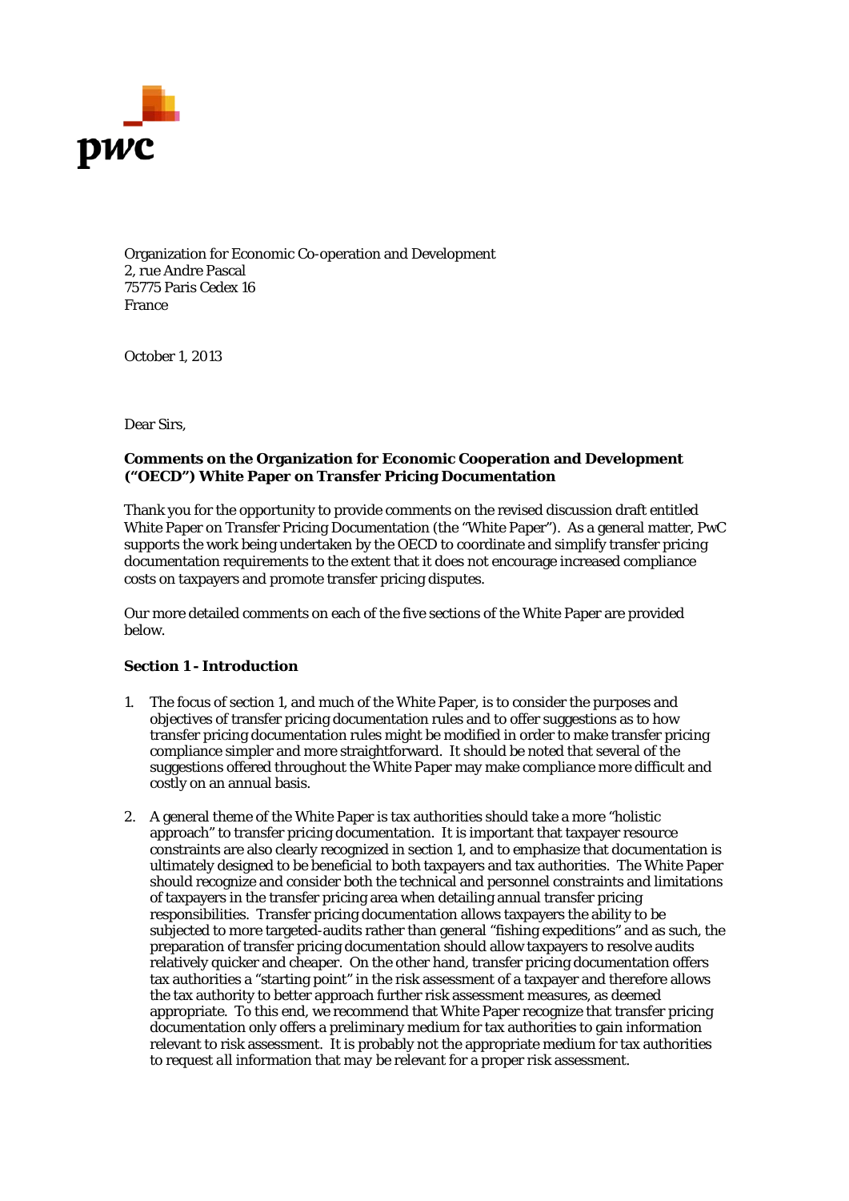Organization for Economic Co-operation and Development
2, rue Andre Pascal
75775 Paris Cedex 16
France

October 1, 2013

Dear Sirs,

**Comments on the Organization for Economic Cooperation and Development ("OECD") White Paper on Transfer Pricing Documentation**

Thank you for the opportunity to provide comments on the revised discussion draft entitled White Paper on Transfer Pricing Documentation (the "White Paper"). As a general matter, PwC supports the work being undertaken by the OECD to coordinate and simplify transfer pricing documentation requirements to the extent that it does not encourage increased compliance costs on taxpayers and promote transfer pricing disputes.

Our more detailed comments on each of the five sections of the White Paper are provided below.

**Section 1 - Introduction**

1. The focus of section 1, and much of the White Paper, is to consider the purposes and objectives of transfer pricing documentation rules and to offer suggestions as to how transfer pricing documentation rules might be modified in order to make transfer pricing compliance simpler and more straightforward. It should be noted that several of the suggestions offered throughout the White Paper may make compliance more difficult and costly on an annual basis.

2. A general theme of the White Paper is tax authorities should take a more "holistic approach" to transfer pricing documentation. It is important that taxpayer resource constraints are also clearly recognized in section 1, and to emphasize that documentation is ultimately designed to be beneficial to both taxpayers and tax authorities. The White Paper should recognize and consider both the technical and personnel constraints and limitations of taxpayers in the transfer pricing area when detailing annual transfer pricing responsibilities. Transfer pricing documentation allows taxpayers the ability to be subjected to more targeted-audits rather than general "fishing expeditions" and as such, the preparation of transfer pricing documentation should allow taxpayers to resolve audits relatively quicker and cheaper. On the other hand, transfer pricing documentation offers tax authorities a "starting point" in the risk assessment of a taxpayer and therefore allows the tax authority to better approach further risk assessment measures, as deemed appropriate. To this end, we recommend that White Paper recognize that transfer pricing documentation only offers a preliminary medium for tax authorities to gain information relevant to risk assessment. It is probably not the appropriate medium for tax authorities to request all information that *may* be relevant for a proper risk assessment.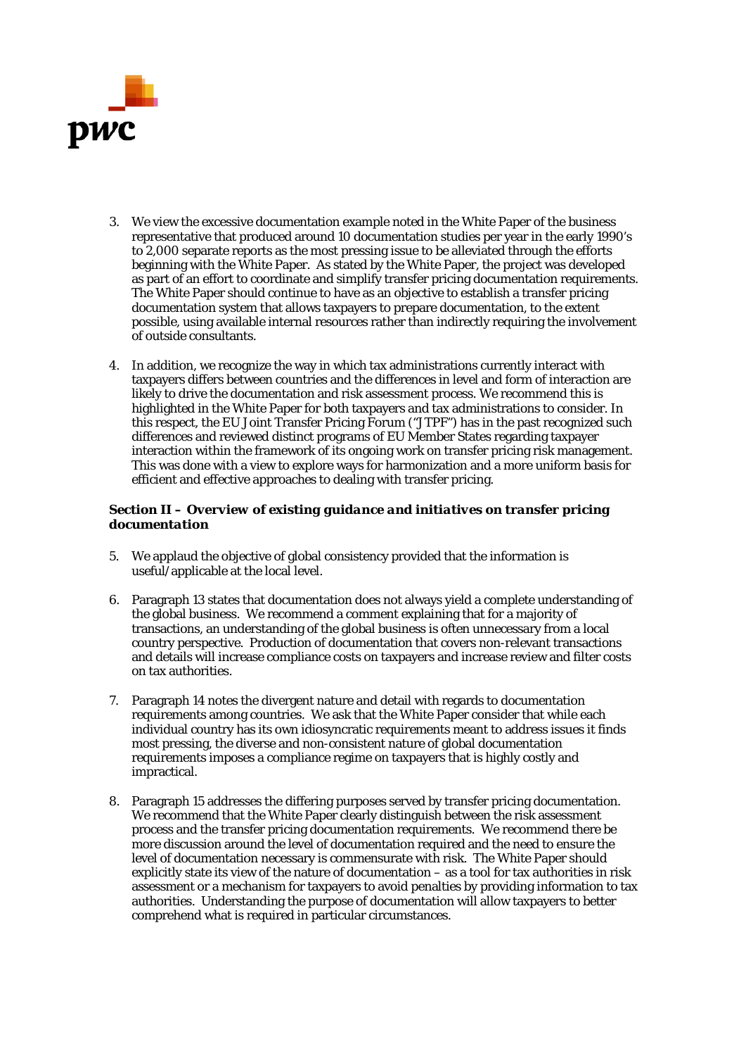3. We view the excessive documentation example noted in the White Paper of the business representative that produced around 10 documentation studies per year in the early 1990's to 2,000 separate reports as the most pressing issue to be alleviated through the efforts beginning with the White Paper. As stated by the White Paper, the project was developed as part of an effort to coordinate and simplify transfer pricing documentation requirements. The White Paper should continue to have as an objective to establish a transfer pricing documentation system that allows taxpayers to prepare documentation, to the extent possible, using available internal resources rather than indirectly requiring the involvement of outside consultants.

4. In addition, we recognize the way in which tax administrations currently interact with taxpayers differs between countries and the differences in level and form of interaction are likely to drive the documentation and risk assessment process. We recommend this is highlighted in the White Paper for both taxpayers and tax administrations to consider. In this respect, the EU Joint Transfer Pricing Forum ("JTPF") has in the past recognized such differences and reviewed distinct programs of EU Member States regarding taxpayer interaction within the framework of its ongoing work on transfer pricing risk management. This was done with a view to explore ways for harmonization and a more uniform basis for efficient and effective approaches to dealing with transfer pricing.

### Section II – *Overview of existing guidance and initiatives on transfer pricing documentation*

5. We applaud the objective of global consistency provided that the information is useful/applicable at the local level.

6. Paragraph 13 states that documentation does not always yield a complete understanding of the global business. We recommend a comment explaining that for a majority of transactions, an understanding of the global business is often unnecessary from a local country perspective. Production of documentation that covers non-relevant transactions and details will increase compliance costs on taxpayers and increase review and filter costs on tax authorities.

7. Paragraph 14 notes the divergent nature and detail with regards to documentation requirements among countries. We ask that the White Paper consider that while each individual country has its own idiosyncratic requirements meant to address issues it finds most pressing, the diverse and non-consistent nature of global documentation requirements imposes a compliance regime on taxpayers that is highly costly and impractical.

8. Paragraph 15 addresses the differing purposes served by transfer pricing documentation. We recommend that the White Paper clearly distinguish between the risk assessment process and the transfer pricing documentation requirements. We recommend there be more discussion around the level of documentation required and the need to ensure the level of documentation necessary is commensurate with risk. The White Paper should explicitly state its view of the nature of documentation – as a tool for tax authorities in risk assessment or a mechanism for taxpayers to avoid penalties by providing information to tax authorities. Understanding the purpose of documentation will allow taxpayers to better comprehend what is required in particular circumstances.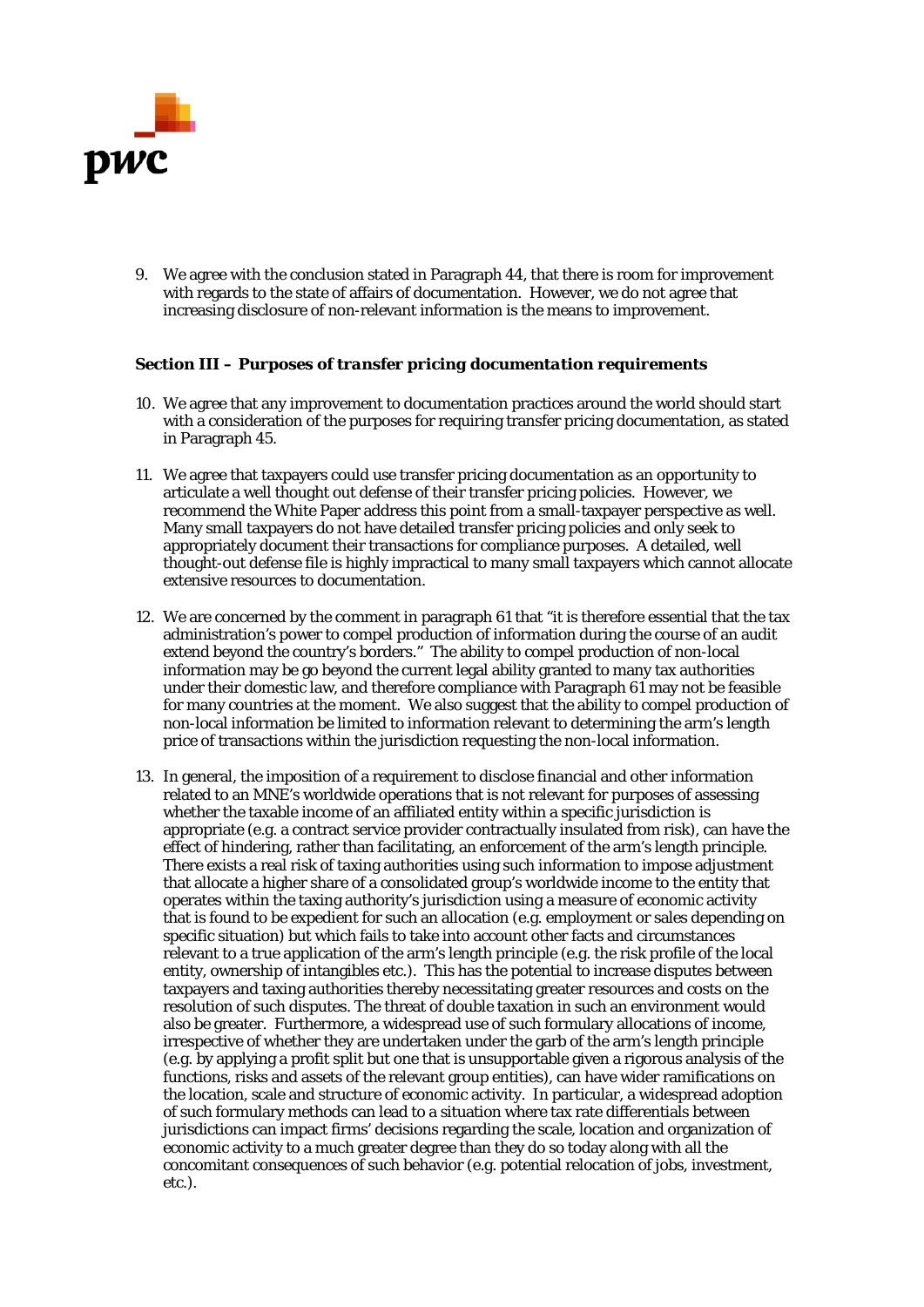9. We agree with the conclusion stated in Paragraph 44, that there is room for improvement with regards to the state of affairs of documentation. However, we do not agree that increasing disclosure of non-relevant information is the means to improvement.

**Section III – *Purposes of transfer pricing documentation requirements***

10. We agree that any improvement to documentation practices around the world should start with a consideration of the purposes for requiring transfer pricing documentation, as stated in Paragraph 45.

11. We agree that taxpayers could use transfer pricing documentation as an opportunity to articulate a well thought out defense of their transfer pricing policies. However, we recommend the White Paper address this point from a small-taxpayer perspective as well. Many small taxpayers do not have detailed transfer pricing policies and only seek to appropriately document their transactions for compliance purposes. A detailed, well thought-out defense file is highly impractical to many small taxpayers which cannot allocate extensive resources to documentation.

12. We are concerned by the comment in paragraph 61 that "it is therefore essential that the tax administration's power to compel production of information during the course of an audit extend beyond the country's borders." The ability to compel production of non-local information may be go beyond the current legal ability granted to many tax authorities under their domestic law, and therefore compliance with Paragraph 61 may not be feasible for many countries at the moment. We also suggest that the ability to compel production of non-local information be limited to information relevant to determining the arm's length price of transactions within the jurisdiction requesting the non-local information.

13. In general, the imposition of a requirement to disclose financial and other information related to an MNE's worldwide operations that is not relevant for purposes of assessing whether the taxable income of an affiliated entity within a specific jurisdiction is appropriate (e.g. a contract service provider contractually insulated from risk), can have the effect of hindering, rather than facilitating, an enforcement of the arm's length principle. There exists a real risk of taxing authorities using such information to impose adjustment that allocate a higher share of a consolidated group's worldwide income to the entity that operates within the taxing authority's jurisdiction using a measure of economic activity that is found to be expedient for such an allocation (e.g. employment or sales depending on specific situation) but which fails to take into account other facts and circumstances relevant to a true application of the arm's length principle (e.g. the risk profile of the local entity, ownership of intangibles etc.). This has the potential to increase disputes between taxpayers and taxing authorities thereby necessitating greater resources and costs on the resolution of such disputes. The threat of double taxation in such an environment would also be greater. Furthermore, a widespread use of such formulary allocations of income, irrespective of whether they are undertaken under the garb of the arm's length principle (e.g. by applying a profit split but one that is unsupportable given a rigorous analysis of the functions, risks and assets of the relevant group entities), can have wider ramifications on the location, scale and structure of economic activity. In particular, a widespread adoption of such formulary methods can lead to a situation where tax rate differentials between jurisdictions can impact firms' decisions regarding the scale, location and organization of economic activity to a much greater degree than they do so today along with all the concomitant consequences of such behavior (e.g. potential relocation of jobs, investment, etc.).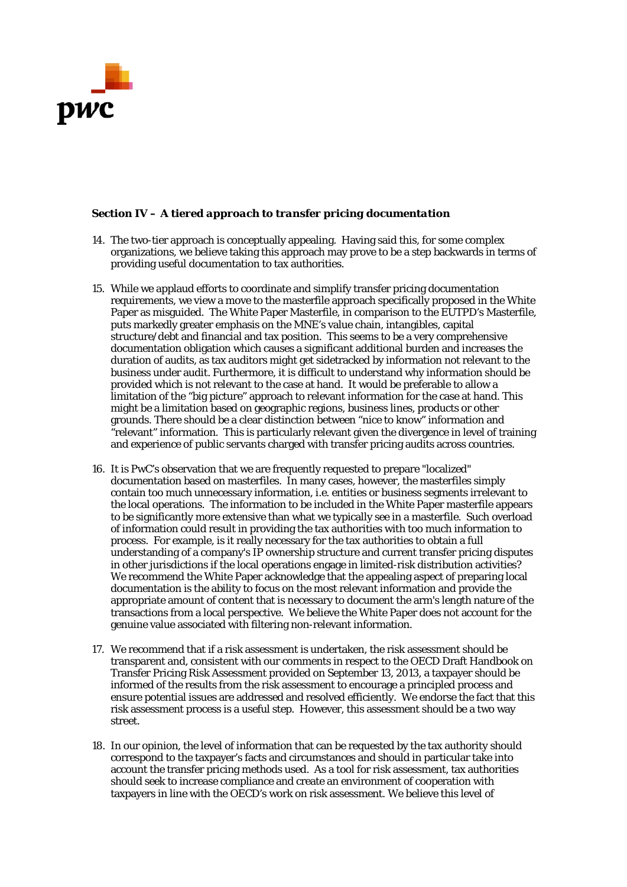### **Section IV –** ***A tiered approach to transfer pricing documentation***

14. The two-tier approach is conceptually appealing. Having said this, for some complex organizations, we believe taking this approach may prove to be a step backwards in terms of providing useful documentation to tax authorities.

15. While we applaud efforts to coordinate and simplify transfer pricing documentation requirements, we view a move to the masterfile approach specifically proposed in the White Paper as misguided. The White Paper Masterfile, in comparison to the EUTPD's Masterfile, puts markedly greater emphasis on the MNE's value chain, intangibles, capital structure/debt and financial and tax position. This seems to be a very comprehensive documentation obligation which causes a significant additional burden and increases the duration of audits, as tax auditors might get sidetracked by information not relevant to the business under audit. Furthermore, it is difficult to understand why information should be provided which is not relevant to the case at hand. It would be preferable to allow a limitation of the "big picture" approach to relevant information for the case at hand. This might be a limitation based on geographic regions, business lines, products or other grounds. There should be a clear distinction between "nice to know" information and "relevant" information. This is particularly relevant given the divergence in level of training and experience of public servants charged with transfer pricing audits across countries.

16. It is PwC's observation that we are frequently requested to prepare "localized" documentation based on masterfiles. In many cases, however, the masterfiles simply contain too much unnecessary information, i.e. entities or business segments irrelevant to the local operations. The information to be included in the White Paper masterfile appears to be significantly more extensive than what we typically see in a masterfile. Such overload of information could result in providing the tax authorities with too much information to process. For example, is it really necessary for the tax authorities to obtain a full understanding of a company's IP ownership structure and current transfer pricing disputes in other jurisdictions if the local operations engage in limited-risk distribution activities? We recommend the White Paper acknowledge that the appealing aspect of preparing local documentation is the ability to focus on the most relevant information and provide the appropriate amount of content that is necessary to document the arm's length nature of the transactions from a local perspective. We believe the White Paper does not account for the genuine value associated with filtering non-relevant information.

17. We recommend that if a risk assessment is undertaken, the risk assessment should be transparent and, consistent with our comments in respect to the OECD Draft Handbook on Transfer Pricing Risk Assessment provided on September 13, 2013, a taxpayer should be informed of the results from the risk assessment to encourage a principled process and ensure potential issues are addressed and resolved efficiently. We endorse the fact that this risk assessment process is a useful step. However, this assessment should be a two way street.

18. In our opinion, the level of information that can be requested by the tax authority should correspond to the taxpayer's facts and circumstances and should in particular take into account the transfer pricing methods used. As a tool for risk assessment, tax authorities should seek to increase compliance and create an environment of cooperation with taxpayers in line with the OECD's work on risk assessment. We believe this level of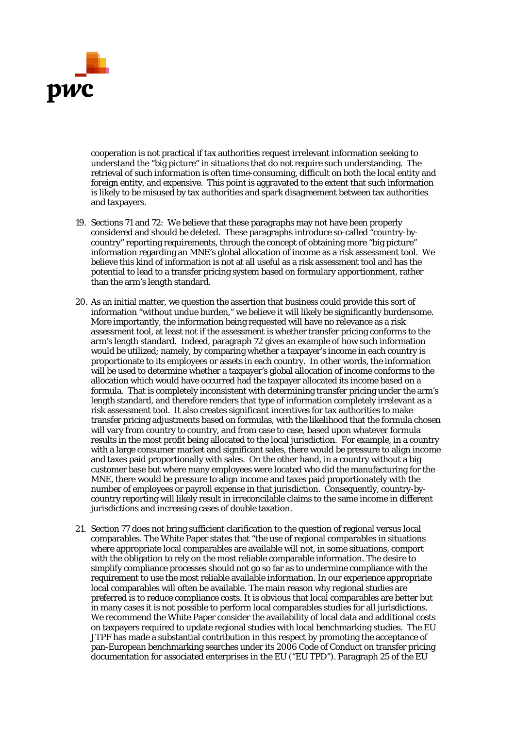cooperation is not practical if tax authorities request irrelevant information seeking to understand the "big picture" in situations that do not require such understanding. The retrieval of such information is often time-consuming, difficult on both the local entity and foreign entity, and expensive. This point is aggravated to the extent that such information is likely to be misused by tax authorities and spark disagreement between tax authorities and taxpayers.

19. Sections 71 and 72: We believe that these paragraphs may not have been properly considered and should be deleted. These paragraphs introduce so-called "country-by-country" reporting requirements, through the concept of obtaining more "big picture" information regarding an MNE's global allocation of income as a risk assessment tool. We believe this kind of information is not at all useful as a risk assessment tool and has the potential to lead to a transfer pricing system based on formulary apportionment, rather than the arm's length standard.

20. As an initial matter, we question the assertion that business could provide this sort of information "without undue burden," we believe it will likely be significantly burdensome. More importantly, the information being requested will have no relevance as a risk assessment tool, at least not if the assessment is whether transfer pricing conforms to the arm's length standard. Indeed, paragraph 72 gives an example of how such information would be utilized; namely, by comparing whether a taxpayer's income in each country is proportionate to its employees or assets in each country. In other words, the information will be used to determine whether a taxpayer's global allocation of income conforms to the allocation which would have occurred had the taxpayer allocated its income based on a formula. That is completely inconsistent with determining transfer pricing under the arm's length standard, and therefore renders that type of information completely irrelevant as a risk assessment tool. It also creates significant incentives for tax authorities to make transfer pricing adjustments based on formulas, with the likelihood that the formula chosen will vary from country to country, and from case to case, based upon whatever formula results in the most profit being allocated to the local jurisdiction. For example, in a country with a large consumer market and significant sales, there would be pressure to align income and taxes paid proportionally with sales. On the other hand, in a country without a big customer base but where many employees were located who did the manufacturing for the MNE, there would be pressure to align income and taxes paid proportionately with the number of employees or payroll expense in that jurisdiction. Consequently, country-by-country reporting will likely result in irreconcilable claims to the same income in different jurisdictions and increasing cases of double taxation.

21. Section 77 does not bring sufficient clarification to the question of regional versus local comparables. The White Paper states that "the use of regional comparables in situations where appropriate local comparables are available will not, in some situations, comport with the obligation to rely on the most reliable comparable information. The desire to simplify compliance processes should not go so far as to undermine compliance with the requirement to use the most reliable available information. In our experience appropriate local comparables will often be available. The main reason why regional studies are preferred is to reduce compliance costs. It is obvious that local comparables are better but in many cases it is not possible to perform local comparables studies for all jurisdictions. We recommend the White Paper consider the availability of local data and additional costs on taxpayers required to update regional studies with local benchmarking studies. The EU JTPF has made a substantial contribution in this respect by promoting the acceptance of pan-European benchmarking searches under its 2006 Code of Conduct on transfer pricing documentation for associated enterprises in the EU ("EU TPD"). Paragraph 25 of the EU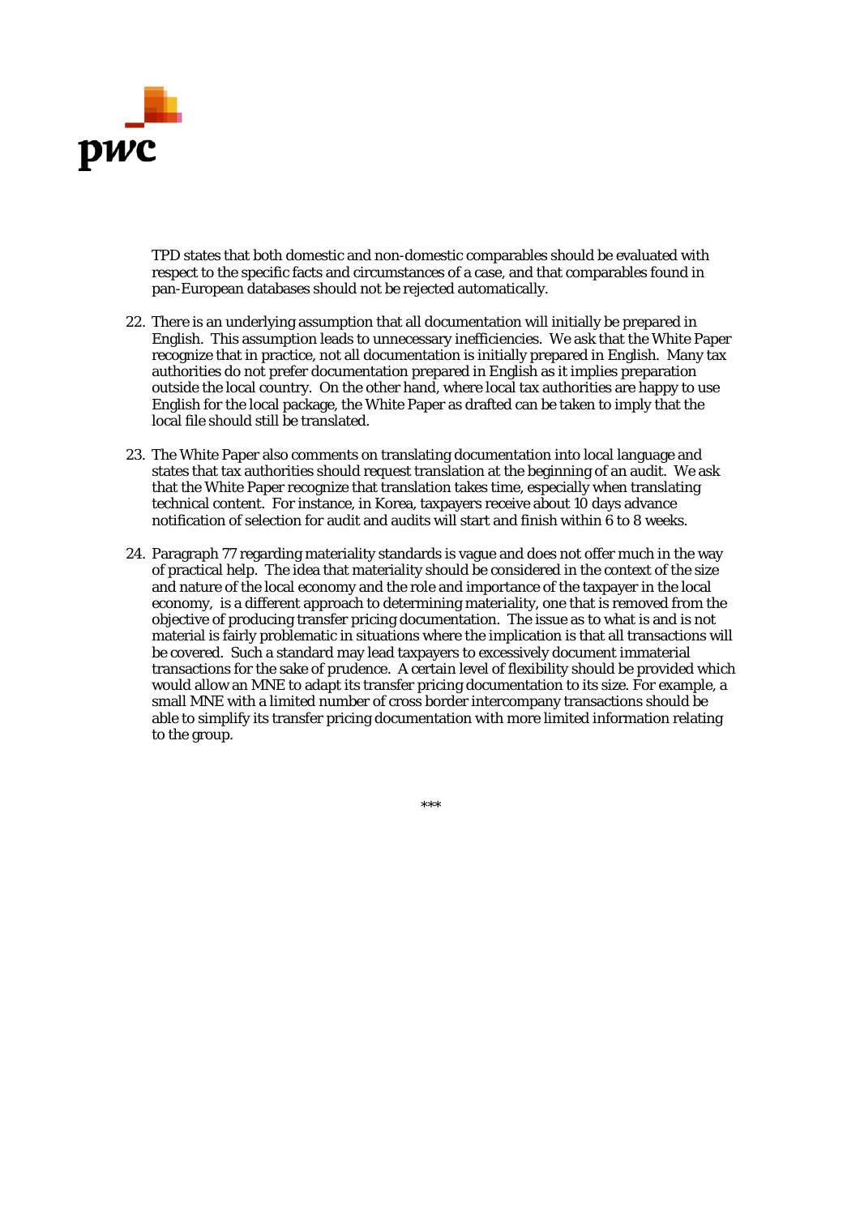TPD states that both domestic and non-domestic comparables should be evaluated with respect to the specific facts and circumstances of a case, and that comparables found in pan-European databases should not be rejected automatically.

22. There is an underlying assumption that all documentation will initially be prepared in English. This assumption leads to unnecessary inefficiencies. We ask that the White Paper recognize that in practice, not all documentation is initially prepared in English. Many tax authorities do not prefer documentation prepared in English as it implies preparation outside the local country. On the other hand, where local tax authorities are happy to use English for the local package, the White Paper as drafted can be taken to imply that the local file should still be translated.

23. The White Paper also comments on translating documentation into local language and states that tax authorities should request translation at the beginning of an audit. We ask that the White Paper recognize that translation takes time, especially when translating technical content. For instance, in Korea, taxpayers receive about 10 days advance notification of selection for audit and audits will start and finish within 6 to 8 weeks.

24. Paragraph 77 regarding materiality standards is vague and does not offer much in the way of practical help. The idea that materiality should be considered in the context of the size and nature of the local economy and the role and importance of the taxpayer in the local economy, is a different approach to determining materiality, one that is removed from the objective of producing transfer pricing documentation. The issue as to what is and is not material is fairly problematic in situations where the implication is that all transactions will be covered. Such a standard may lead taxpayers to excessively document immaterial transactions for the sake of prudence. A certain level of flexibility should be provided which would allow an MNE to adapt its transfer pricing documentation to its size. For example, a small MNE with a limited number of cross border intercompany transactions should be able to simplify its transfer pricing documentation with more limited information relating to the group.

\*\*\*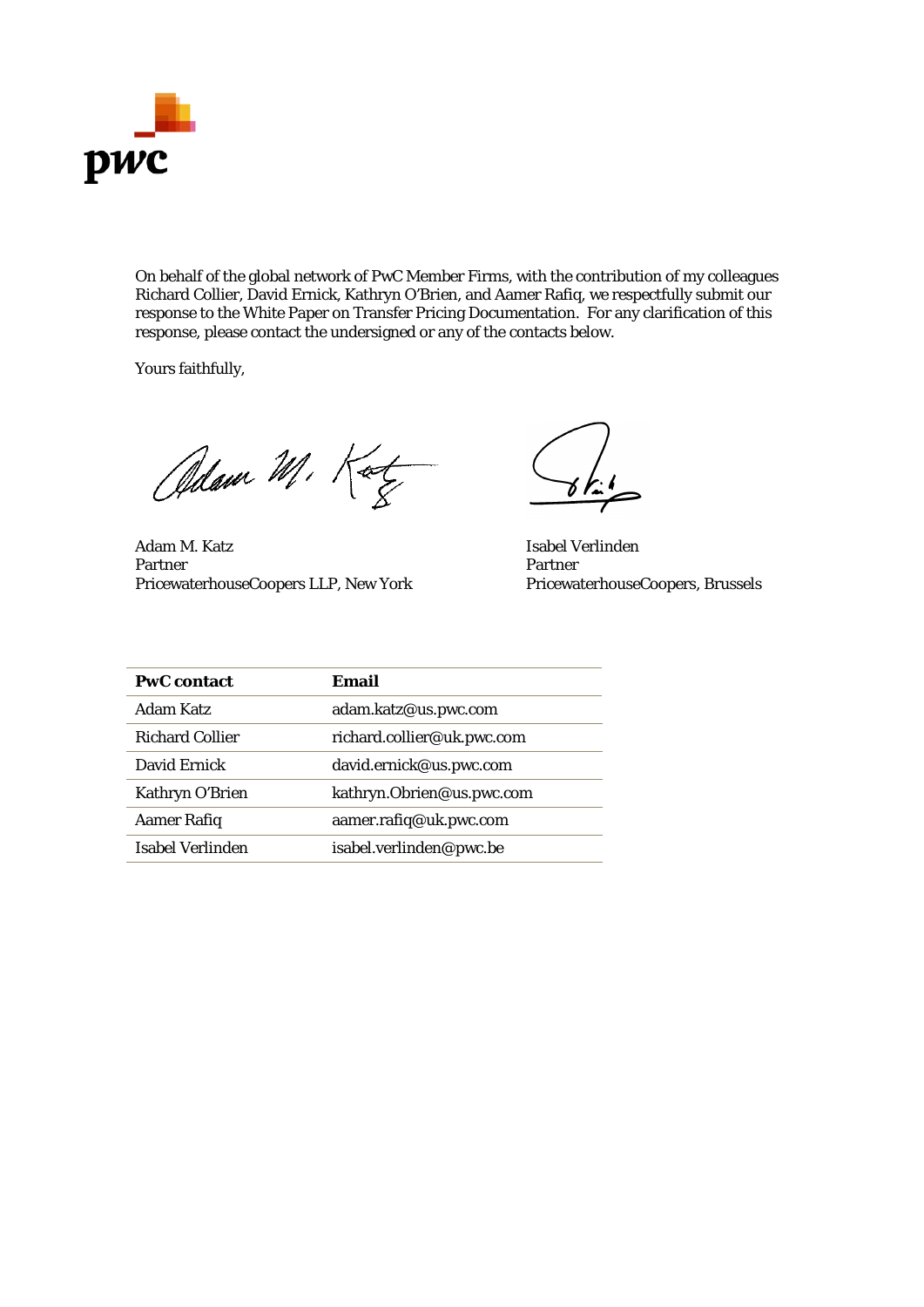On behalf of the global network of PwC Member Firms, with the contribution of my colleagues Richard Collier, David Ernick, Kathryn O'Brien, and Aamer Rafiq, we respectfully submit our response to the White Paper on Transfer Pricing Documentation. For any clarification of this response, please contact the undersigned or any of the contacts below.

Yours faithfully,

Adam M. Katz
Partner
PricewaterhouseCoopers LLP, New York

Isabel Verlinden
Partner
PricewaterhouseCoopers, Brussels

| PwC contact | Email |
|---|---|
| Adam Katz | adam.katz@us.pwc.com |
| Richard Collier | richard.collier@uk.pwc.com |
| David Ernick | david.ernick@us.pwc.com |
| Kathryn O'Brien | kathryn.Obrien@us.pwc.com |
| Aamer Rafiq | aamer.rafiq@uk.pwc.com |
| Isabel Verlinden | isabel.verlinden@pwc.be |